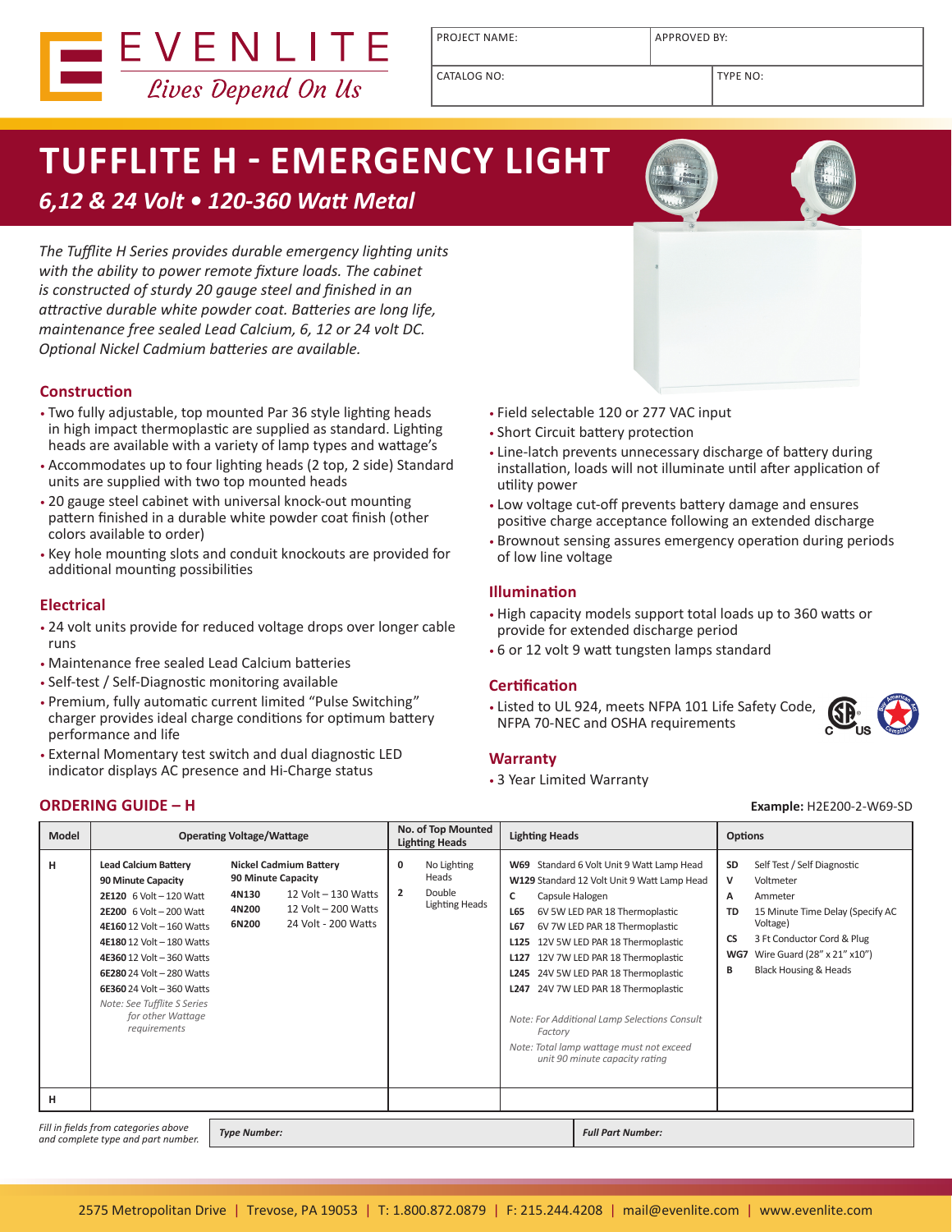EVENLITE
*Lives Depend On Us*

| PROJECT NAME: | APPROVED BY: |
|---|---|
| CATALOG NO: | TYPE NO: |

# TUFFLITE H - EMERGENCY LIGHT

## *6,12 & 24 Volt • 120-360 Watt Metal*

*The Tufflite H Series provides durable emergency lighting units with the ability to power remote fixture loads. The cabinet is constructed of sturdy 20 gauge steel and finished in an attractive durable white powder coat. Batteries are long life, maintenance free sealed Lead Calcium, 6, 12 or 24 volt DC. Optional Nickel Cadmium batteries are available.*

### Construction

- Two fully adjustable, top mounted Par 36 style lighting heads in high impact thermoplastic are supplied as standard. Lighting heads are available with a variety of lamp types and wattage's
- Accommodates up to four lighting heads (2 top, 2 side) Standard units are supplied with two top mounted heads
- 20 gauge steel cabinet with universal knock-out mounting pattern finished in a durable white powder coat finish (other colors available to order)
- Key hole mounting slots and conduit knockouts are provided for additional mounting possibilities

### Electrical

- 24 volt units provide for reduced voltage drops over longer cable runs
- Maintenance free sealed Lead Calcium batteries
- Self-test / Self-Diagnostic monitoring available
- Premium, fully automatic current limited "Pulse Switching" charger provides ideal charge conditions for optimum battery performance and life
- External Momentary test switch and dual diagnostic LED indicator displays AC presence and Hi-Charge status
- Field selectable 120 or 277 VAC input
- Short Circuit battery protection
- Line-latch prevents unnecessary discharge of battery during installation, loads will not illuminate until after application of utility power
- Low voltage cut-off prevents battery damage and ensures positive charge acceptance following an extended discharge
- Brownout sensing assures emergency operation during periods of low line voltage

### Illumination

- High capacity models support total loads up to 360 watts or provide for extended discharge period
- 6 or 12 volt 9 watt tungsten lamps standard

### Certification

- Listed to UL 924, meets NFPA 101 Life Safety Code, NFPA 70-NEC and OSHA requirements

### Warranty

- 3 Year Limited Warranty

### ORDERING GUIDE – H

**Example:** H2E200-2-W69-SD

| Model | Operating Voltage/Wattage | No. of Top Mounted Lighting Heads | Lighting Heads | Options |
|---|---|---|---|---|
| H | **Lead Calcium Battery 90 Minute Capacity**<br>**2E120** 6 Volt – 120 Watt<br>**2E200** 6 Volt – 200 Watt<br>**4E160** 12 Volt – 160 Watts<br>**4E180** 12 Volt – 180 Watts<br>**4E360** 12 Volt – 360 Watts<br>**6E280** 24 Volt – 280 Watts<br>**6E360** 24 Volt – 360 Watts<br>*Note: See Tufflite S Series for other Wattage requirements*<br><br>**Nickel Cadmium Battery 90 Minute Capacity**<br>**4N130** 12 Volt – 130 Watts<br>**4N200** 12 Volt – 200 Watts<br>**6N200** 24 Volt - 200 Watts | **0** No Lighting Heads<br>**2** Double Lighting Heads | **W69** Standard 6 Volt Unit 9 Watt Lamp Head<br>**W129** Standard 12 Volt Unit 9 Watt Lamp Head<br>**C** Capsule Halogen<br>**L65** 6V 5W LED PAR 18 Thermoplastic<br>**L67** 6V 7W LED PAR 18 Thermoplastic<br>**L125** 12V 5W LED PAR 18 Thermoplastic<br>**L127** 12V 7W LED PAR 18 Thermoplastic<br>**L245** 24V 5W LED PAR 18 Thermoplastic<br>**L247** 24V 7W LED PAR 18 Thermoplastic<br>*Note: For Additional Lamp Selections Consult Factory*<br>*Note: Total lamp wattage must not exceed unit 90 minute capacity rating* | **SD** Self Test / Self Diagnostic<br>**V** Voltmeter<br>**A** Ammeter<br>**TD** 15 Minute Time Delay (Specify AC Voltage)<br>**CS** 3 Ft Conductor Cord & Plug<br>**WG7** Wire Guard (28" x 21" x10")<br>**B** Black Housing & Heads |
| H | | | | |

*Fill in fields from categories above and complete type and part number.*

| *Type Number:* | *Full Part Number:* |
|---|---|
| | |

2575 Metropolitan Drive | Trevose, PA 19053 | T: 1.800.872.0879 | F: 215.244.4208 | mail@evenlite.com | www.evenlite.com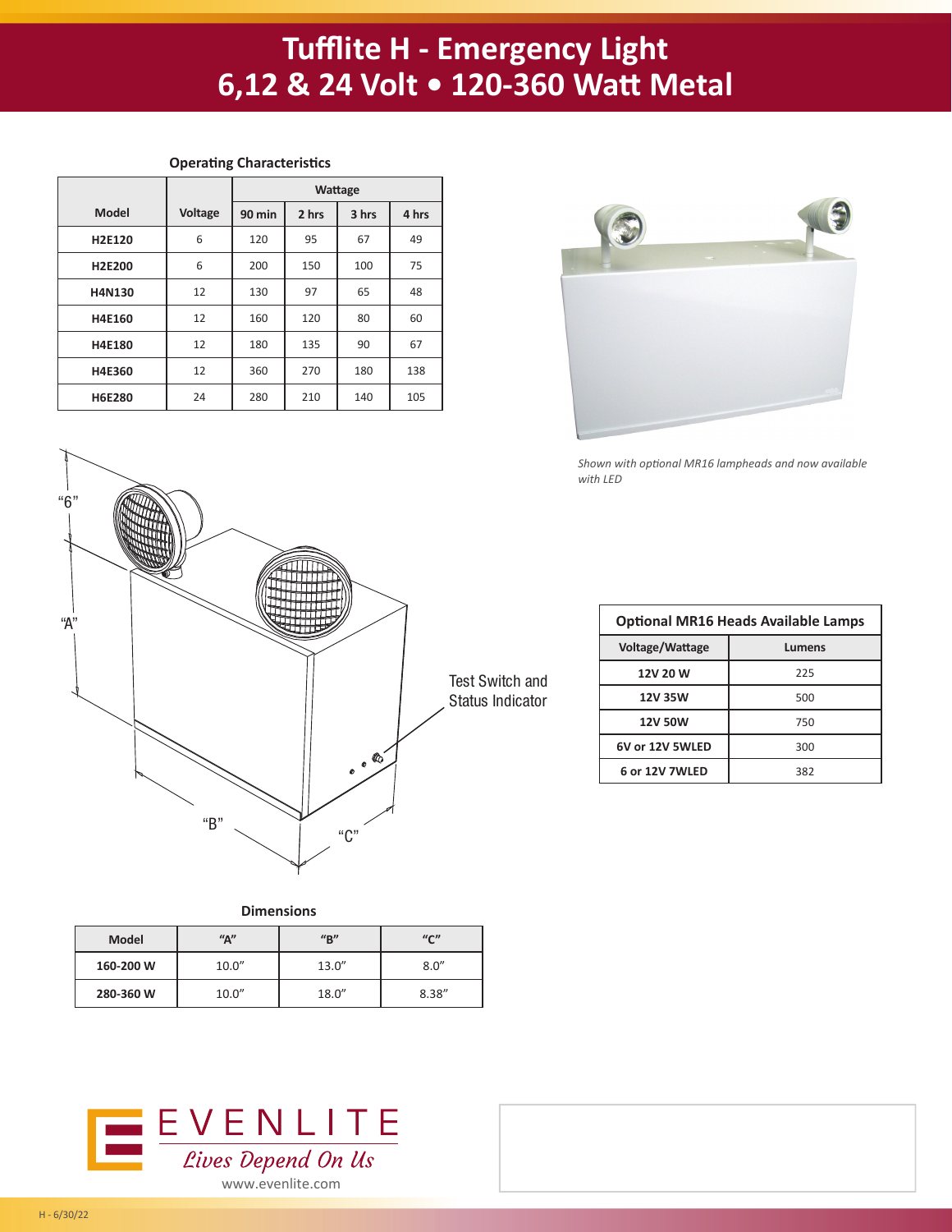# Tufflite H - Emergency Light
# 6,12 & 24 Volt • 120-360 Watt Metal

**Operating Characteristics**

| Model | Voltage | Wattage | | | |
|---|---|---|---|---|---|
| | | 90 min | 2 hrs | 3 hrs | 4 hrs |
| **H2E120** | 6 | 120 | 95 | 67 | 49 |
| **H2E200** | 6 | 200 | 150 | 100 | 75 |
| **H4N130** | 12 | 130 | 97 | 65 | 48 |
| **H4E160** | 12 | 160 | 120 | 80 | 60 |
| **H4E180** | 12 | 180 | 135 | 90 | 67 |
| **H4E360** | 12 | 360 | 270 | 180 | 138 |
| **H6E280** | 24 | 280 | 210 | 140 | 105 |

*Shown with optional MR16 lampheads and now available with LED*

"6"

"A"

"B"

"C"

Test Switch and Status Indicator

| Optional MR16 Heads Available Lamps | |
|---|---|
| **Voltage/Wattage** | **Lumens** |
| **12V 20 W** | 225 |
| **12V 35W** | 500 |
| **12V 50W** | 750 |
| **6V or 12V 5WLED** | 300 |
| **6 or 12V 7WLED** | 382 |

**Dimensions**

| Model | "A" | "B" | "C" |
|---|---|---|---|
| **160-200 W** | 10.0" | 13.0" | 8.0" |
| **280-360 W** | 10.0" | 18.0" | 8.38" |

EVENLITE

*Lives Depend On Us*

www.evenlite.com

H - 6/30/22